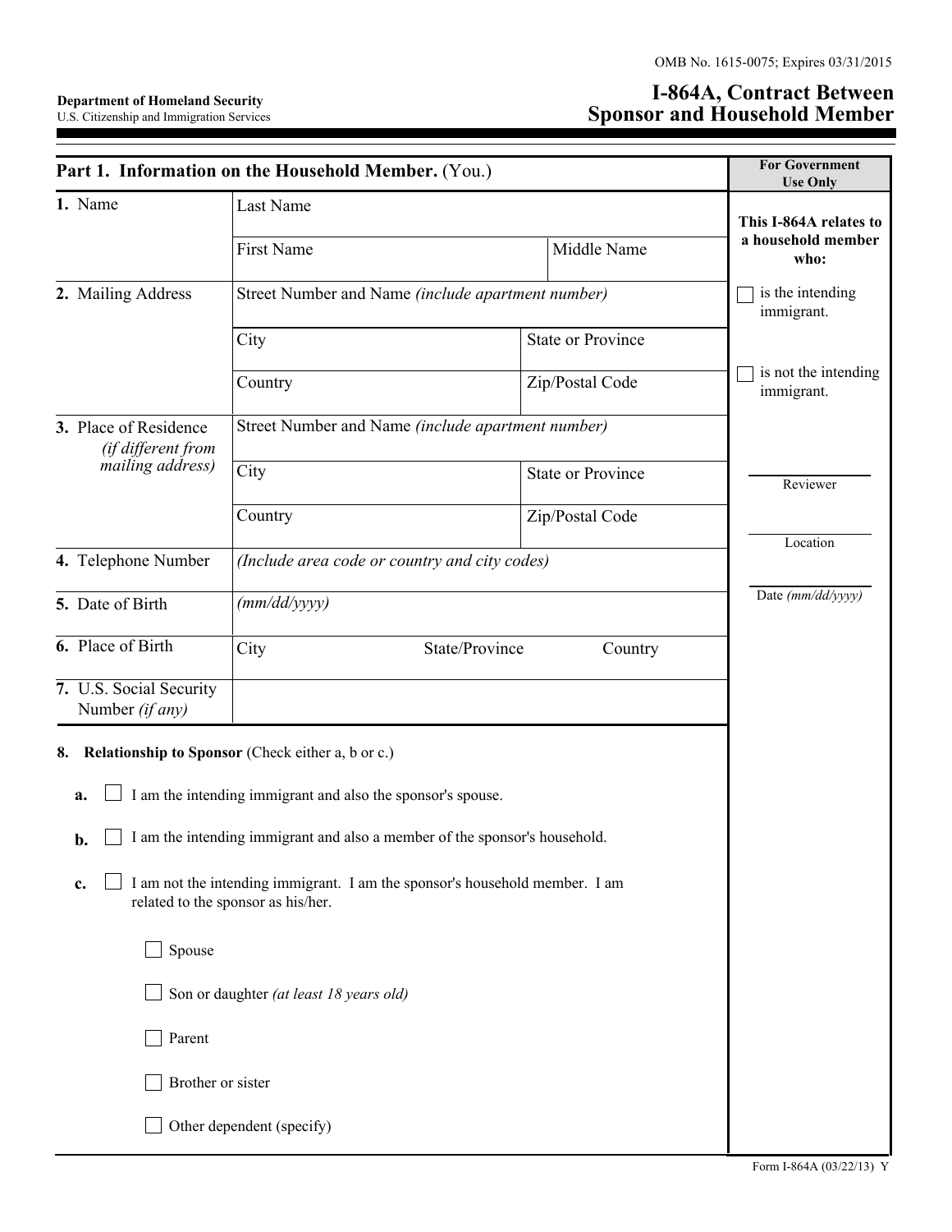OMB No. 1615-0075; Expires 03/31/2015

**Department of Homeland Security**
U.S. Citizenship and Immigration Services

# I-864A, Contract Between Sponsor and Household Member

## Part 1. Information on the Household Member. (You.)

| | | |
|---|---|---|
| **1.** Name | Last Name | |
| | First Name | Middle Name |
| **2.** Mailing Address | Street Number and Name *(include apartment number)* | |
| | City | State or Province |
| | Country | Zip/Postal Code |
| **3.** Place of Residence *(if different from mailing address)* | Street Number and Name *(include apartment number)* | |
| | City | State or Province |
| | Country | Zip/Postal Code |
| **4.** Telephone Number | *(Include area code or country and city codes)* | |
| **5.** Date of Birth | *(mm/dd/yyyy)* | |
| **6.** Place of Birth | City State/Province Country | |
| **7.** U.S. Social Security Number *(if any)* | | |

**8. Relationship to Sponsor** (Check either a, b or c.)

**a.** ☐ I am the intending immigrant and also the sponsor's spouse.

**b.** ☐ I am the intending immigrant and also a member of the sponsor's household.

**c.** ☐ I am not the intending immigrant. I am the sponsor's household member. I am related to the sponsor as his/her.

- ☐ Spouse
- ☐ Son or daughter *(at least 18 years old)*
- ☐ Parent
- ☐ Brother or sister
- ☐ Other dependent (specify)

**For Government Use Only**

**This I-864A relates to a household member who:**

☐ is the intending immigrant.

☐ is not the intending immigrant.

Reviewer

Location

Date *(mm/dd/yyyy)*

Form I-864A (03/22/13) Y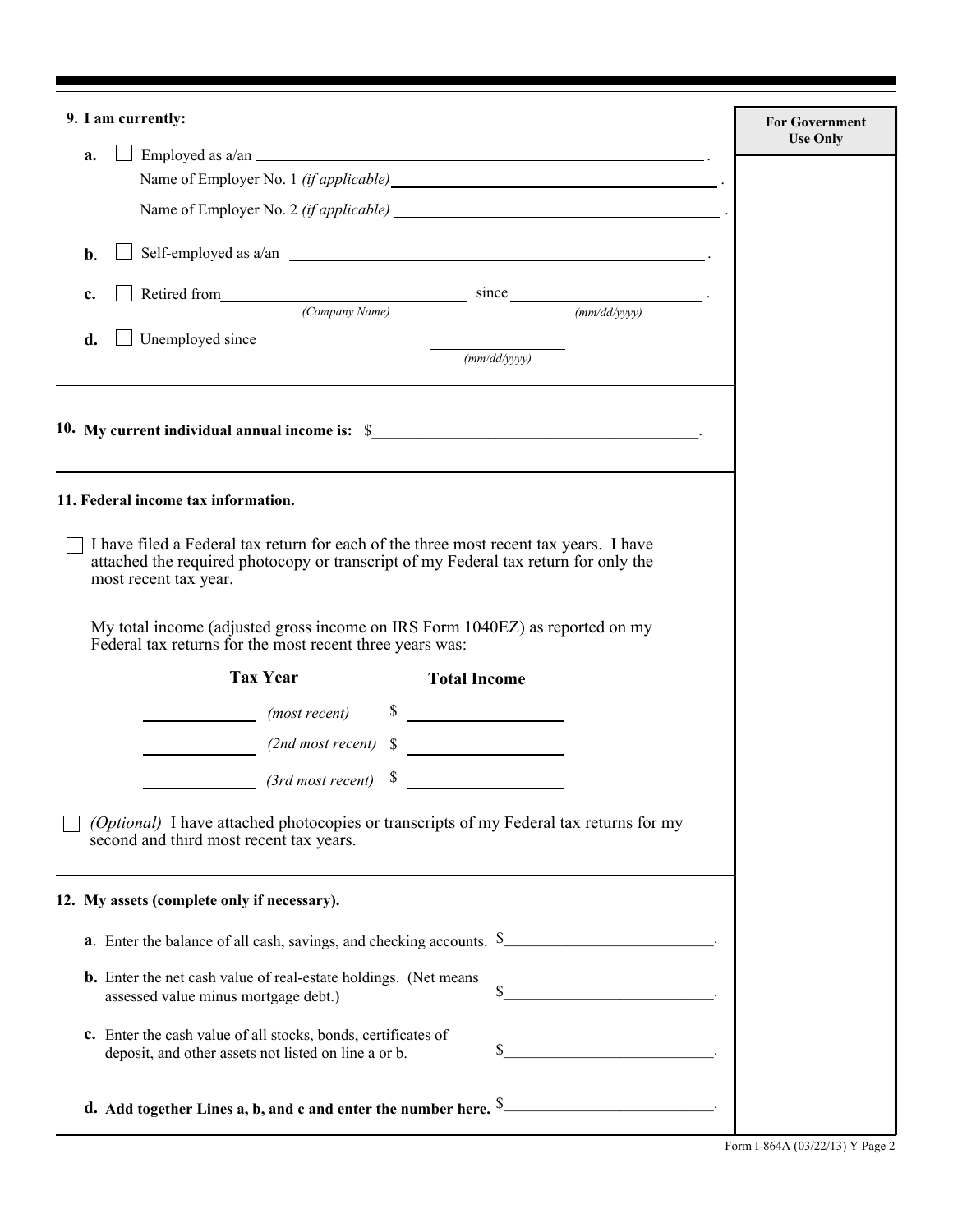**9. I am currently:**

**For Government Use Only**

**a.** ☐ Employed as a/an ______________________________.

Name of Employer No. 1 *(if applicable)* ______________________________.

Name of Employer No. 2 *(if applicable)* ______________________________.

**b.** ☐ Self-employed as a/an ______________________________.

**c.** ☐ Retired from ______________________ since ______________________.
*(Company Name)* *(mm/dd/yyyy)*

**d.** ☐ Unemployed since ______________________
*(mm/dd/yyyy)*

---

**10. My current individual annual income is:** $______________________________.

---

**11. Federal income tax information.**

☐ I have filed a Federal tax return for each of the three most recent tax years. I have attached the required photocopy or transcript of my Federal tax return for only the most recent tax year.

My total income (adjusted gross income on IRS Form 1040EZ) as reported on my Federal tax returns for the most recent three years was:

| Tax Year | | Total Income |
|---|---|---|
| __________ | *(most recent)* | $ __________ |
| __________ | *(2nd most recent)* | $ __________ |
| __________ | *(3rd most recent)* | $ __________ |

☐ *(Optional)* I have attached photocopies or transcripts of my Federal tax returns for my second and third most recent tax years.

---

**12. My assets (complete only if necessary).**

**a.** Enter the balance of all cash, savings, and checking accounts. $______________________.

**b.** Enter the net cash value of real-estate holdings. (Net means assessed value minus mortgage debt.) $______________________.

**c.** Enter the cash value of all stocks, bonds, certificates of deposit, and other assets not listed on line a or b. $______________________.

**d. Add together Lines a, b, and c and enter the number here.** $______________________.

Form I-864A (03/22/13) Y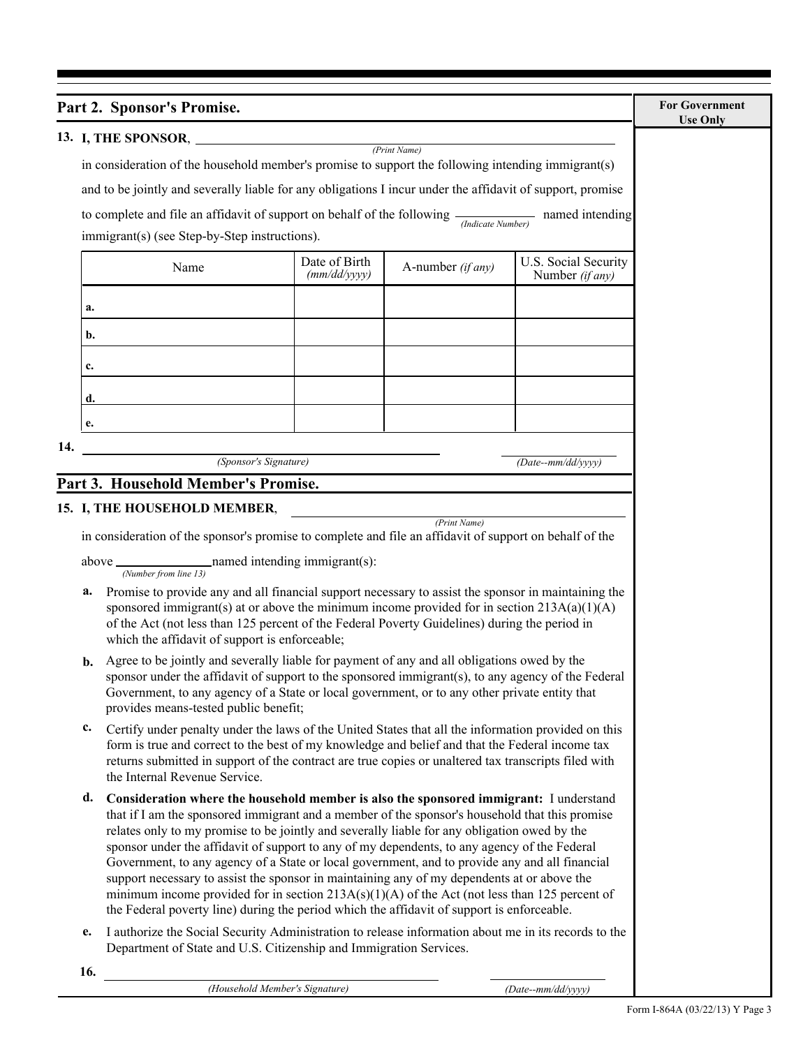## Part 2. Sponsor's Promise.

**For Government Use Only**

**13. I, THE SPONSOR,** ______________________________________________
*(Print Name)*

in consideration of the household member's promise to support the following intending immigrant(s) and to be jointly and severally liable for any obligations I incur under the affidavit of support, promise to complete and file an affidavit of support on behalf of the following ________ *(Indicate Number)* named intending immigrant(s) (see Step-by-Step instructions).

| Name | Date of Birth *(mm/dd/yyyy)* | A-number *(if any)* | U.S. Social Security Number *(if any)* |
|---|---|---|---|
| a. | | | |
| b. | | | |
| c. | | | |
| d. | | | |
| e. | | | |

**14.** ______________________________________________ ____________________
*(Sponsor's Signature)* *(Date--mm/dd/yyyy)*

## Part 3. Household Member's Promise.

**15. I, THE HOUSEHOLD MEMBER,** ______________________________________________
*(Print Name)*

in consideration of the sponsor's promise to complete and file an affidavit of support on behalf of the above ____________ *(Number from line 13)* named intending immigrant(s):

- **a.** Promise to provide any and all financial support necessary to assist the sponsor in maintaining the sponsored immigrant(s) at or above the minimum income provided for in section 213A(a)(1)(A) of the Act (not less than 125 percent of the Federal Poverty Guidelines) during the period in which the affidavit of support is enforceable;
- **b.** Agree to be jointly and severally liable for payment of any and all obligations owed by the sponsor under the affidavit of support to the sponsored immigrant(s), to any agency of the Federal Government, to any agency of a State or local government, or to any other private entity that provides means-tested public benefit;
- **c.** Certify under penalty under the laws of the United States that all the information provided on this form is true and correct to the best of my knowledge and belief and that the Federal income tax returns submitted in support of the contract are true copies or unaltered tax transcripts filed with the Internal Revenue Service.
- **d.** **Consideration where the household member is also the sponsored immigrant:** I understand that if I am the sponsored immigrant and a member of the sponsor's household that this promise relates only to my promise to be jointly and severally liable for any obligation owed by the sponsor under the affidavit of support to any of my dependents, to any agency of the Federal Government, to any agency of a State or local government, and to provide any and all financial support necessary to assist the sponsor in maintaining any of my dependents at or above the minimum income provided for in section 213A(s)(1)(A) of the Act (not less than 125 percent of the Federal poverty line) during the period which the affidavit of support is enforceable.
- **e.** I authorize the Social Security Administration to release information about me in its records to the Department of State and U.S. Citizenship and Immigration Services.

**16.** ______________________________________________ ____________________
*(Household Member's Signature)* *(Date--mm/dd/yyyy)*

Form I-864A (03/22/13) Y Page 3